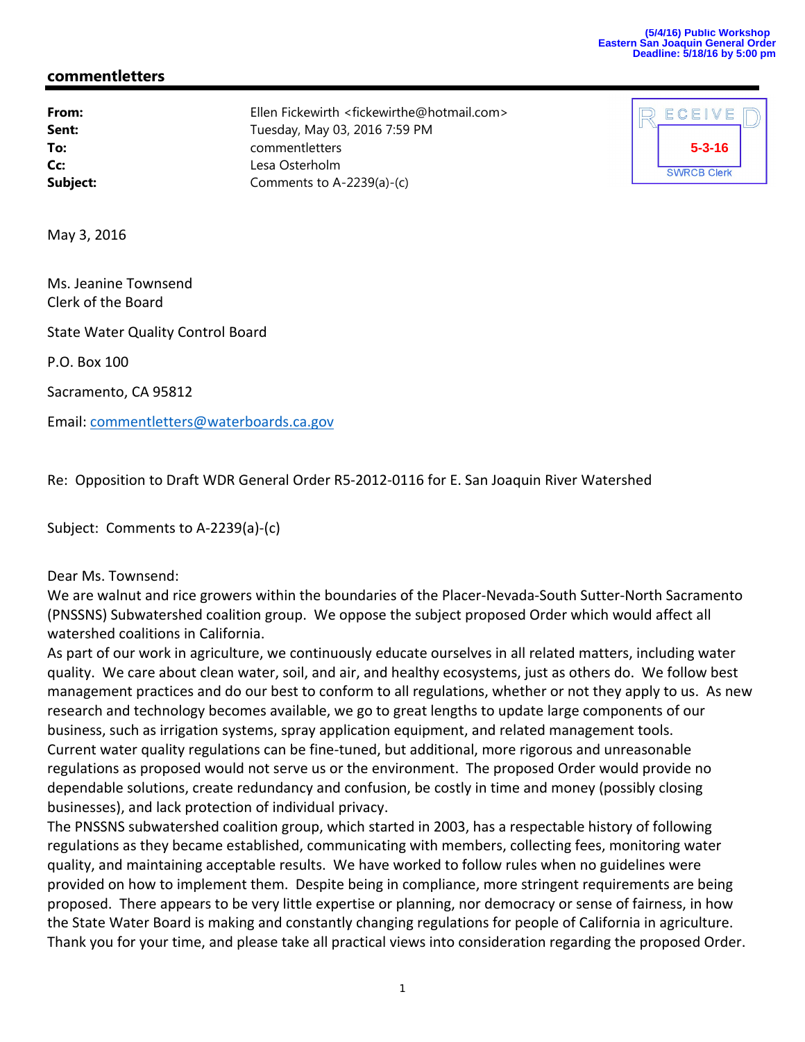(5/4/16) Public Workshop
Eastern San Joaquin General Order
Deadline: 5/18/16 by 5:00 pm

## commentletters

**From:** Ellen Fickewirth <fickewirthe@hotmail.com>
**Sent:** Tuesday, May 03, 2016 7:59 PM
**To:** commentletters
**Cc:** Lesa Osterholm
**Subject:** Comments to A-2239(a)-(c)

RECEIVED
5-3-16
SWRCB Clerk

May 3, 2016

Ms. Jeanine Townsend
Clerk of the Board

State Water Quality Control Board

P.O. Box 100

Sacramento, CA 95812

Email: commentletters@waterboards.ca.gov

Re: Opposition to Draft WDR General Order R5-2012-0116 for E. San Joaquin River Watershed

Subject: Comments to A-2239(a)-(c)

Dear Ms. Townsend:

We are walnut and rice growers within the boundaries of the Placer-Nevada-South Sutter-North Sacramento (PNSSNS) Subwatershed coalition group. We oppose the subject proposed Order which would affect all watershed coalitions in California.

As part of our work in agriculture, we continuously educate ourselves in all related matters, including water quality. We care about clean water, soil, and air, and healthy ecosystems, just as others do. We follow best management practices and do our best to conform to all regulations, whether or not they apply to us. As new research and technology becomes available, we go to great lengths to update large components of our business, such as irrigation systems, spray application equipment, and related management tools.

Current water quality regulations can be fine-tuned, but additional, more rigorous and unreasonable regulations as proposed would not serve us or the environment. The proposed Order would provide no dependable solutions, create redundancy and confusion, be costly in time and money (possibly closing businesses), and lack protection of individual privacy.

The PNSSNS subwatershed coalition group, which started in 2003, has a respectable history of following regulations as they became established, communicating with members, collecting fees, monitoring water quality, and maintaining acceptable results. We have worked to follow rules when no guidelines were provided on how to implement them. Despite being in compliance, more stringent requirements are being proposed. There appears to be very little expertise or planning, nor democracy or sense of fairness, in how the State Water Board is making and constantly changing regulations for people of California in agriculture.

Thank you for your time, and please take all practical views into consideration regarding the proposed Order.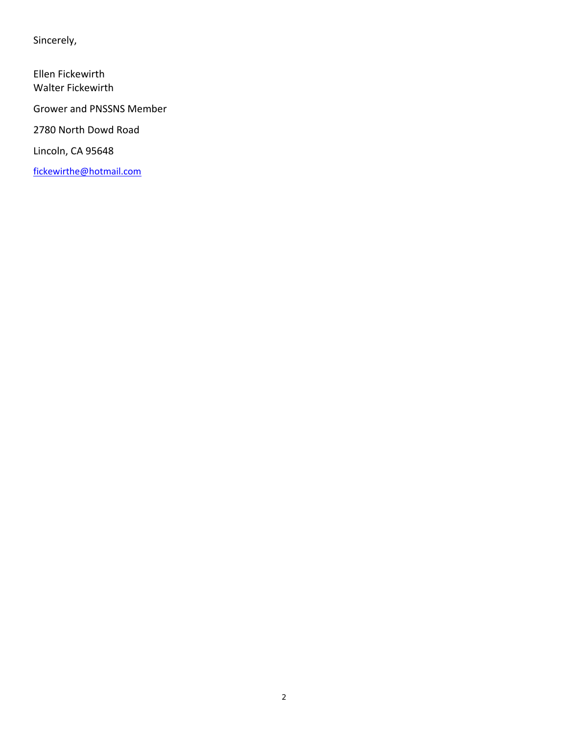Sincerely,

Ellen Fickewirth  
Walter Fickewirth

Grower and PNSSNS Member

2780 North Dowd Road

Lincoln, CA 95648

[fickewirthe@hotmail.com](mailto:fickewirthe@hotmail.com)